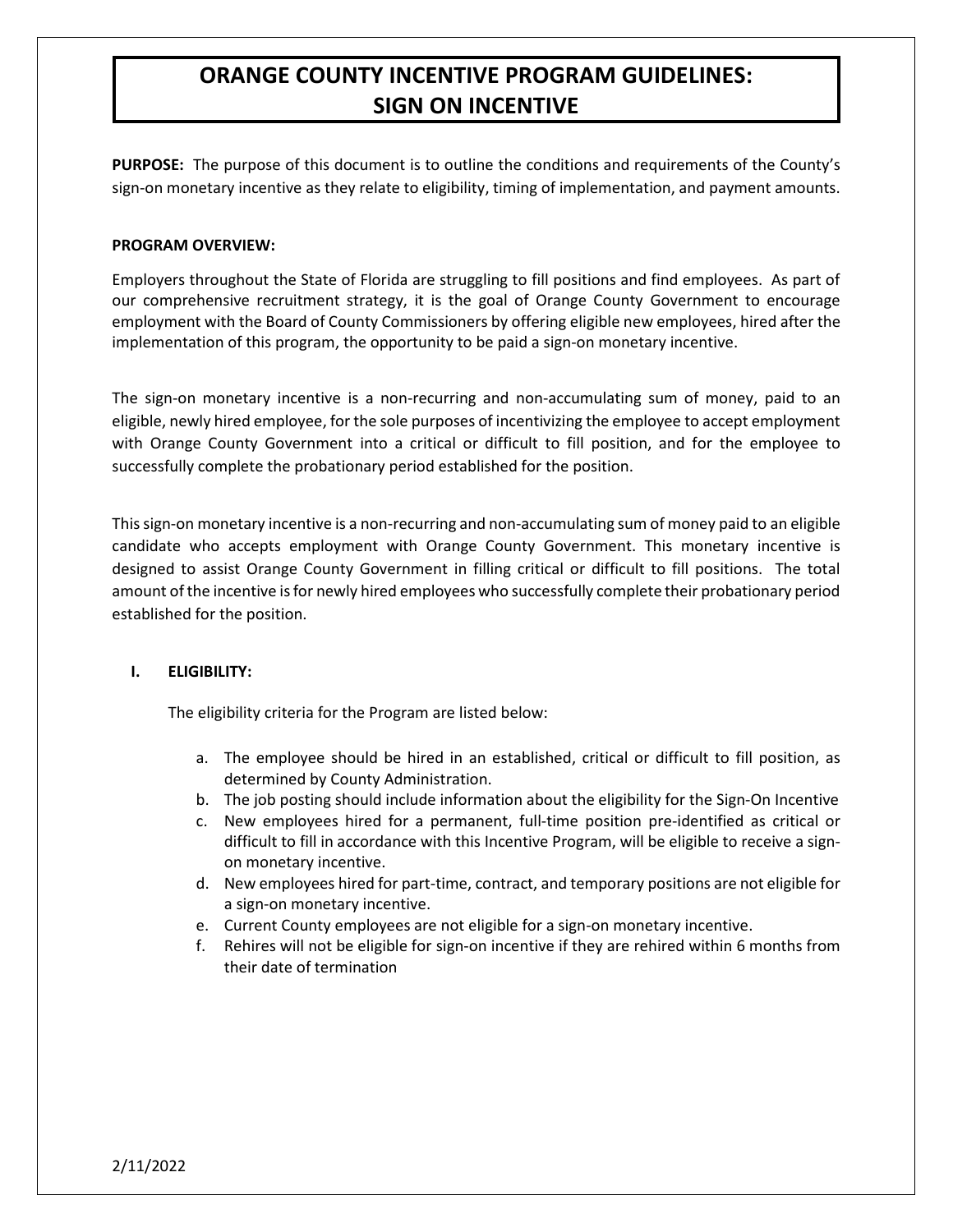# ORANGE COUNTY INCENTIVE PROGRAM GUIDELINES: SIGN ON INCENTIVE

**PURPOSE:** The purpose of this document is to outline the conditions and requirements of the County's sign-on monetary incentive as they relate to eligibility, timing of implementation, and payment amounts.

**PROGRAM OVERVIEW:**

Employers throughout the State of Florida are struggling to fill positions and find employees. As part of our comprehensive recruitment strategy, it is the goal of Orange County Government to encourage employment with the Board of County Commissioners by offering eligible new employees, hired after the implementation of this program, the opportunity to be paid a sign-on monetary incentive.

The sign-on monetary incentive is a non-recurring and non-accumulating sum of money, paid to an eligible, newly hired employee, for the sole purposes of incentivizing the employee to accept employment with Orange County Government into a critical or difficult to fill position, and for the employee to successfully complete the probationary period established for the position.

This sign-on monetary incentive is a non-recurring and non-accumulating sum of money paid to an eligible candidate who accepts employment with Orange County Government. This monetary incentive is designed to assist Orange County Government in filling critical or difficult to fill positions. The total amount of the incentive is for newly hired employees who successfully complete their probationary period established for the position.

## I. ELIGIBILITY:

The eligibility criteria for the Program are listed below:

a. The employee should be hired in an established, critical or difficult to fill position, as determined by County Administration.
b. The job posting should include information about the eligibility for the Sign-On Incentive
c. New employees hired for a permanent, full-time position pre-identified as critical or difficult to fill in accordance with this Incentive Program, will be eligible to receive a sign-on monetary incentive.
d. New employees hired for part-time, contract, and temporary positions are not eligible for a sign-on monetary incentive.
e. Current County employees are not eligible for a sign-on monetary incentive.
f. Rehires will not be eligible for sign-on incentive if they are rehired within 6 months from their date of termination

2/11/2022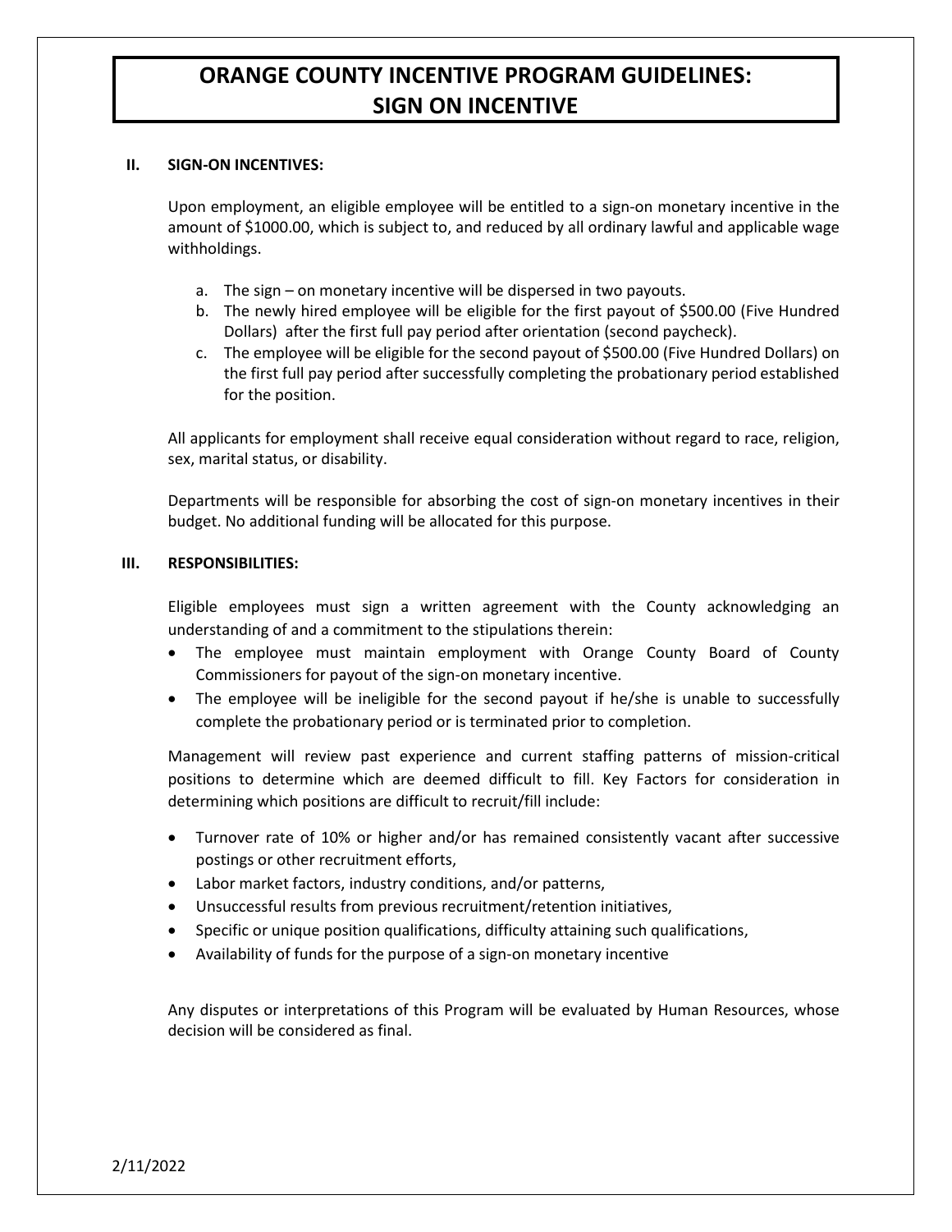# ORANGE COUNTY INCENTIVE PROGRAM GUIDELINES: SIGN ON INCENTIVE

## II. SIGN-ON INCENTIVES:

Upon employment, an eligible employee will be entitled to a sign-on monetary incentive in the amount of $1000.00, which is subject to, and reduced by all ordinary lawful and applicable wage withholdings.

a. The sign – on monetary incentive will be dispersed in two payouts.
b. The newly hired employee will be eligible for the first payout of $500.00 (Five Hundred Dollars) after the first full pay period after orientation (second paycheck).
c. The employee will be eligible for the second payout of $500.00 (Five Hundred Dollars) on the first full pay period after successfully completing the probationary period established for the position.

All applicants for employment shall receive equal consideration without regard to race, religion, sex, marital status, or disability.

Departments will be responsible for absorbing the cost of sign-on monetary incentives in their budget. No additional funding will be allocated for this purpose.

## III. RESPONSIBILITIES:

Eligible employees must sign a written agreement with the County acknowledging an understanding of and a commitment to the stipulations therein:

- The employee must maintain employment with Orange County Board of County Commissioners for payout of the sign-on monetary incentive.
- The employee will be ineligible for the second payout if he/she is unable to successfully complete the probationary period or is terminated prior to completion.

Management will review past experience and current staffing patterns of mission-critical positions to determine which are deemed difficult to fill. Key Factors for consideration in determining which positions are difficult to recruit/fill include:

- Turnover rate of 10% or higher and/or has remained consistently vacant after successive postings or other recruitment efforts,
- Labor market factors, industry conditions, and/or patterns,
- Unsuccessful results from previous recruitment/retention initiatives,
- Specific or unique position qualifications, difficulty attaining such qualifications,
- Availability of funds for the purpose of a sign-on monetary incentive

Any disputes or interpretations of this Program will be evaluated by Human Resources, whose decision will be considered as final.

2/11/2022